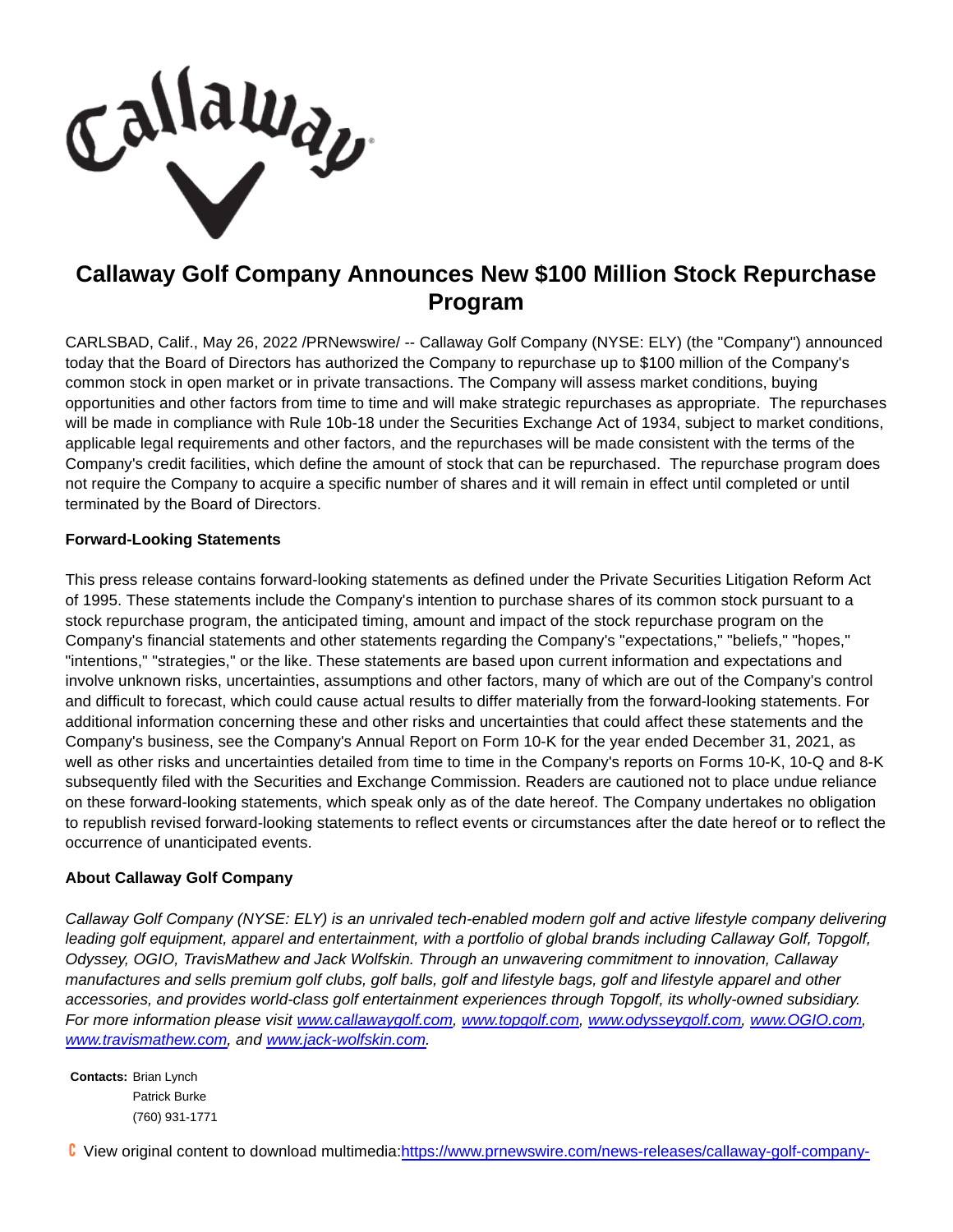# Callaway Golf Company Announces New $100 Million Stock Repurchase Program

CARLSBAD, Calif., May 26, 2022 /PRNewswire/ -- Callaway Golf Company (NYSE: ELY) (the "Company") announced today that the Board of Directors has authorized the Company to repurchase up to $100 million of the Company's common stock in open market or in private transactions. The Company will assess market conditions, buying opportunities and other factors from time to time and will make strategic repurchases as appropriate. The repurchases will be made in compliance with Rule 10b-18 under the Securities Exchange Act of 1934, subject to market conditions, applicable legal requirements and other factors, and the repurchases will be made consistent with the terms of the Company's credit facilities, which define the amount of stock that can be repurchased. The repurchase program does not require the Company to acquire a specific number of shares and it will remain in effect until completed or until terminated by the Board of Directors.

**Forward-Looking Statements**

This press release contains forward-looking statements as defined under the Private Securities Litigation Reform Act of 1995. These statements include the Company's intention to purchase shares of its common stock pursuant to a stock repurchase program, the anticipated timing, amount and impact of the stock repurchase program on the Company's financial statements and other statements regarding the Company's "expectations," "beliefs," "hopes," "intentions," "strategies," or the like. These statements are based upon current information and expectations and involve unknown risks, uncertainties, assumptions and other factors, many of which are out of the Company's control and difficult to forecast, which could cause actual results to differ materially from the forward-looking statements. For additional information concerning these and other risks and uncertainties that could affect these statements and the Company's business, see the Company's Annual Report on Form 10-K for the year ended December 31, 2021, as well as other risks and uncertainties detailed from time to time in the Company's reports on Forms 10-K, 10-Q and 8-K subsequently filed with the Securities and Exchange Commission. Readers are cautioned not to place undue reliance on these forward-looking statements, which speak only as of the date hereof. The Company undertakes no obligation to republish revised forward-looking statements to reflect events or circumstances after the date hereof or to reflect the occurrence of unanticipated events.

**About Callaway Golf Company**

*Callaway Golf Company (NYSE: ELY) is an unrivaled tech-enabled modern golf and active lifestyle company delivering leading golf equipment, apparel and entertainment, with a portfolio of global brands including Callaway Golf, Topgolf, Odyssey, OGIO, TravisMathew and Jack Wolfskin. Through an unwavering commitment to innovation, Callaway manufactures and sells premium golf clubs, golf balls, golf and lifestyle bags, golf and lifestyle apparel and other accessories, and provides world-class golf entertainment experiences through Topgolf, its wholly-owned subsidiary. For more information please visit www.callawaygolf.com, www.topgolf.com, www.odysseygolf.com, www.OGIO.com, www.travismathew.com, and www.jack-wolfskin.com.*

**Contacts:** Brian Lynch
Patrick Burke
(760) 931-1771

View original content to download multimedia:https://www.prnewswire.com/news-releases/callaway-golf-company-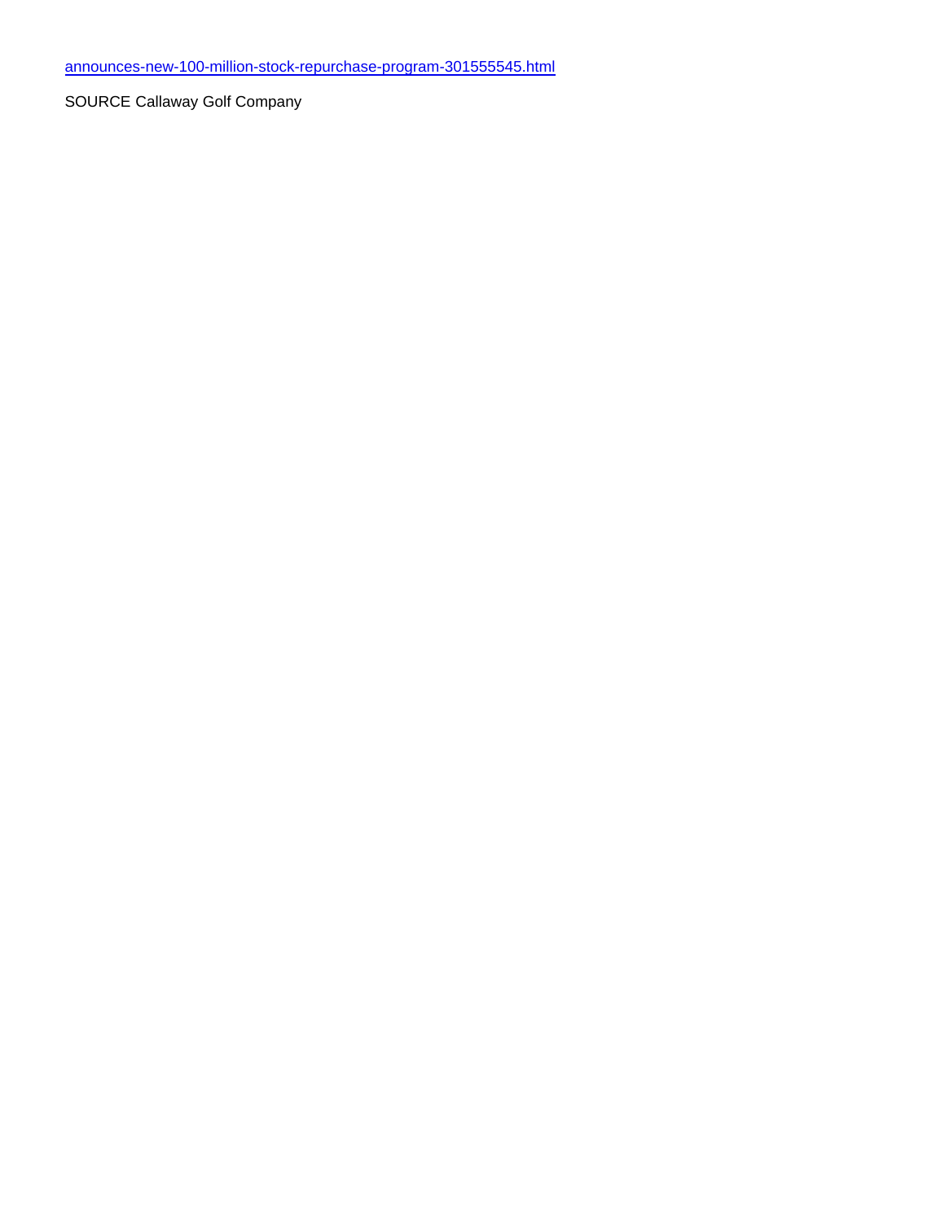[announces-new-100-million-stock-repurchase-program-301555545.html](announces-new-100-million-stock-repurchase-program-301555545.html)

SOURCE Callaway Golf Company